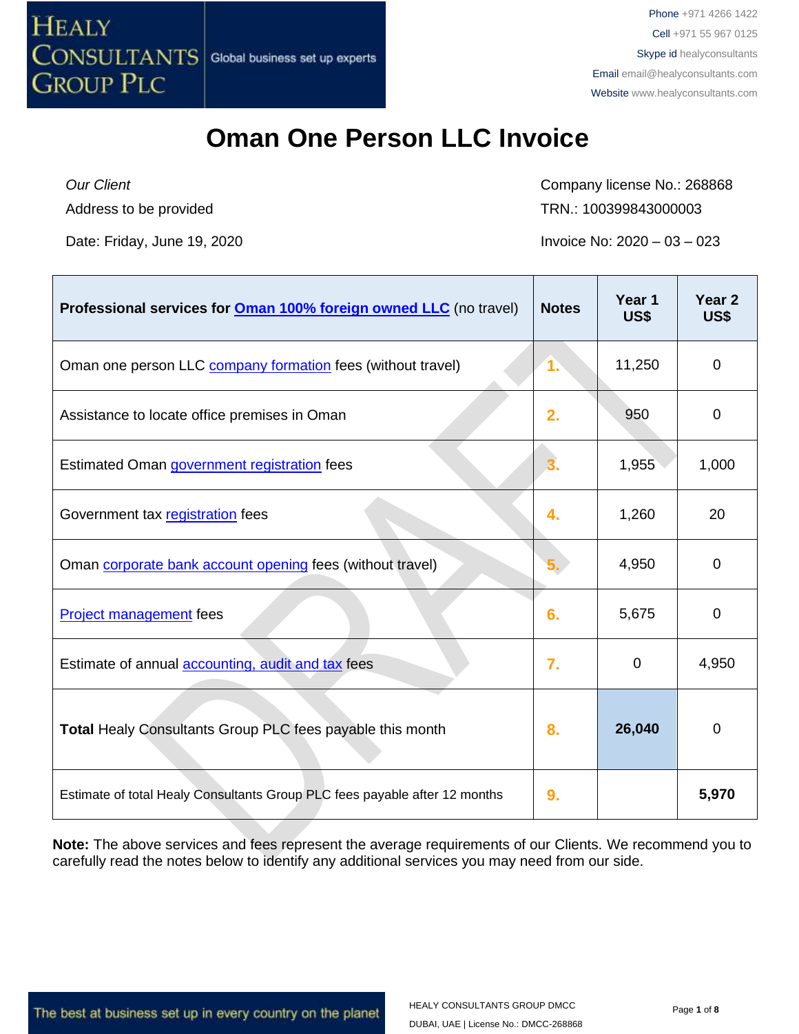# Oman One Person LLC Invoice

*Our Client*

Address to be provided

Date: Friday, June 19, 2020

Company license No.: 268868

TRN.: 100399843000003

Invoice No: 2020 – 03 – 023

| **Professional services for Oman 100% foreign owned LLC** (no travel) | **Notes** | **Year 1 US$** | **Year 2 US$** |
|---|---|---|---|
| Oman one person LLC company formation fees (without travel) | 1. | 11,250 | 0 |
| Assistance to locate office premises in Oman | 2. | 950 | 0 |
| Estimated Oman government registration fees | 3. | 1,955 | 1,000 |
| Government tax registration fees | 4. | 1,260 | 20 |
| Oman corporate bank account opening fees (without travel) | 5. | 4,950 | 0 |
| Project management fees | 6. | 5,675 | 0 |
| Estimate of annual accounting, audit and tax fees | 7. | 0 | 4,950 |
| **Total** Healy Consultants Group PLC fees payable this month | 8. | **26,040** | 0 |
| Estimate of total Healy Consultants Group PLC fees payable after 12 months | 9. | | **5,970** |

**Note:** The above services and fees represent the average requirements of our Clients. We recommend you to carefully read the notes below to identify any additional services you may need from our side.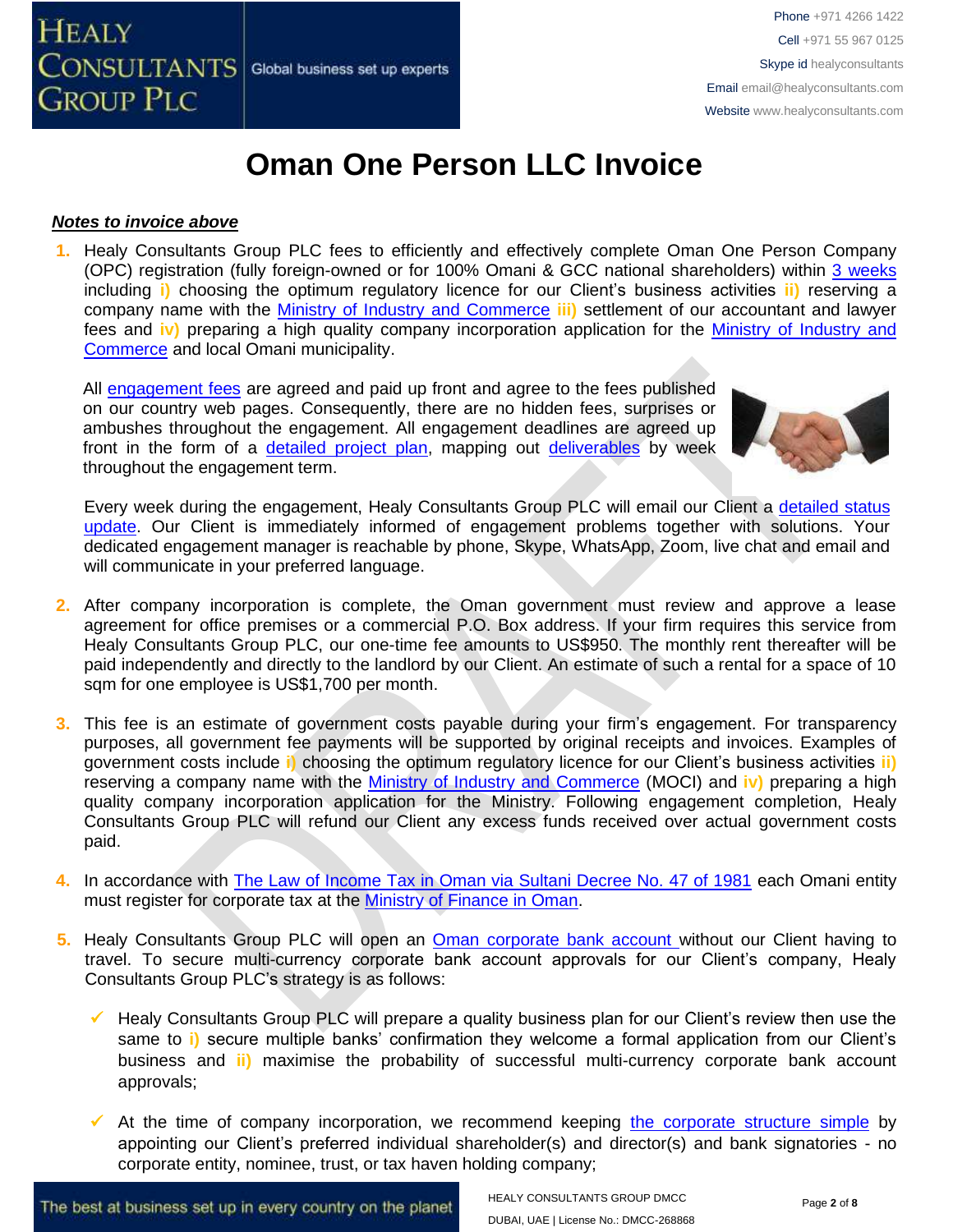# Oman One Person LLC Invoice

***Notes to invoice above***

1. Healy Consultants Group PLC fees to efficiently and effectively complete Oman One Person Company (OPC) registration (fully foreign-owned or for 100% Omani & GCC national shareholders) within 3 weeks including **i)** choosing the optimum regulatory licence for our Client's business activities **ii)** reserving a company name with the Ministry of Industry and Commerce **iii)** settlement of our accountant and lawyer fees and **iv)** preparing a high quality company incorporation application for the Ministry of Industry and Commerce and local Omani municipality.

   All engagement fees are agreed and paid up front and agree to the fees published on our country web pages. Consequently, there are no hidden fees, surprises or ambushes throughout the engagement. All engagement deadlines are agreed up front in the form of a detailed project plan, mapping out deliverables by week throughout the engagement term.

   Every week during the engagement, Healy Consultants Group PLC will email our Client a detailed status update. Our Client is immediately informed of engagement problems together with solutions. Your dedicated engagement manager is reachable by phone, Skype, WhatsApp, Zoom, live chat and email and will communicate in your preferred language.

2. After company incorporation is complete, the Oman government must review and approve a lease agreement for office premises or a commercial P.O. Box address. If your firm requires this service from Healy Consultants Group PLC, our one-time fee amounts to US$950. The monthly rent thereafter will be paid independently and directly to the landlord by our Client. An estimate of such a rental for a space of 10 sqm for one employee is US$1,700 per month.

3. This fee is an estimate of government costs payable during your firm's engagement. For transparency purposes, all government fee payments will be supported by original receipts and invoices. Examples of government costs include **i)** choosing the optimum regulatory licence for our Client's business activities **ii)** reserving a company name with the Ministry of Industry and Commerce (MOCI) and **iv)** preparing a high quality company incorporation application for the Ministry. Following engagement completion, Healy Consultants Group PLC will refund our Client any excess funds received over actual government costs paid.

4. In accordance with The Law of Income Tax in Oman via Sultani Decree No. 47 of 1981 each Omani entity must register for corporate tax at the Ministry of Finance in Oman.

5. Healy Consultants Group PLC will open an Oman corporate bank account without our Client having to travel. To secure multi-currency corporate bank account approvals for our Client's company, Healy Consultants Group PLC's strategy is as follows:

   - ✓ Healy Consultants Group PLC will prepare a quality business plan for our Client's review then use the same to **i)** secure multiple banks' confirmation they welcome a formal application from our Client's business and **ii)** maximise the probability of successful multi-currency corporate bank account approvals;

   - ✓ At the time of company incorporation, we recommend keeping the corporate structure simple by appointing our Client's preferred individual shareholder(s) and director(s) and bank signatories - no corporate entity, nominee, trust, or tax haven holding company;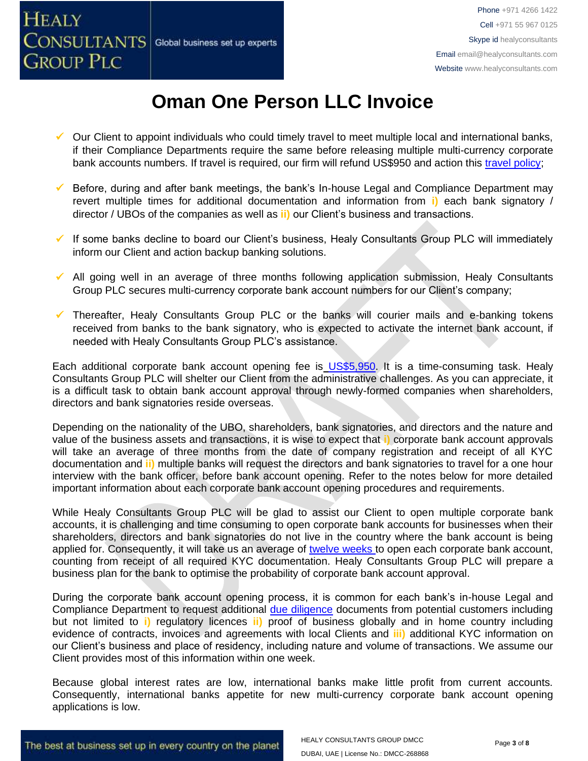# Oman One Person LLC Invoice

- ✓ Our Client to appoint individuals who could timely travel to meet multiple local and international banks, if their Compliance Departments require the same before releasing multiple multi-currency corporate bank accounts numbers. If travel is required, our firm will refund US$950 and action this travel policy;

- ✓ Before, during and after bank meetings, the bank's In-house Legal and Compliance Department may revert multiple times for additional documentation and information from **i)** each bank signatory / director / UBOs of the companies as well as **ii)** our Client's business and transactions.

- ✓ If some banks decline to board our Client's business, Healy Consultants Group PLC will immediately inform our Client and action backup banking solutions.

- ✓ All going well in an average of three months following application submission, Healy Consultants Group PLC secures multi-currency corporate bank account numbers for our Client's company;

- ✓ Thereafter, Healy Consultants Group PLC or the banks will courier mails and e-banking tokens received from banks to the bank signatory, who is expected to activate the internet bank account, if needed with Healy Consultants Group PLC's assistance.

Each additional corporate bank account opening fee is US$5,950. It is a time-consuming task. Healy Consultants Group PLC will shelter our Client from the administrative challenges. As you can appreciate, it is a difficult task to obtain bank account approval through newly-formed companies when shareholders, directors and bank signatories reside overseas.

Depending on the nationality of the UBO, shareholders, bank signatories, and directors and the nature and value of the business assets and transactions, it is wise to expect that **i)** corporate bank account approvals will take an average of three months from the date of company registration and receipt of all KYC documentation and **ii)** multiple banks will request the directors and bank signatories to travel for a one hour interview with the bank officer, before bank account opening. Refer to the notes below for more detailed important information about each corporate bank account opening procedures and requirements.

While Healy Consultants Group PLC will be glad to assist our Client to open multiple corporate bank accounts, it is challenging and time consuming to open corporate bank accounts for businesses when their shareholders, directors and bank signatories do not live in the country where the bank account is being applied for. Consequently, it will take us an average of twelve weeks to open each corporate bank account, counting from receipt of all required KYC documentation. Healy Consultants Group PLC will prepare a business plan for the bank to optimise the probability of corporate bank account approval.

During the corporate bank account opening process, it is common for each bank's in-house Legal and Compliance Department to request additional due diligence documents from potential customers including but not limited to **i)** regulatory licences **ii)** proof of business globally and in home country including evidence of contracts, invoices and agreements with local Clients and **iii)** additional KYC information on our Client's business and place of residency, including nature and volume of transactions. We assume our Client provides most of this information within one week.

Because global interest rates are low, international banks make little profit from current accounts. Consequently, international banks appetite for new multi-currency corporate bank account opening applications is low.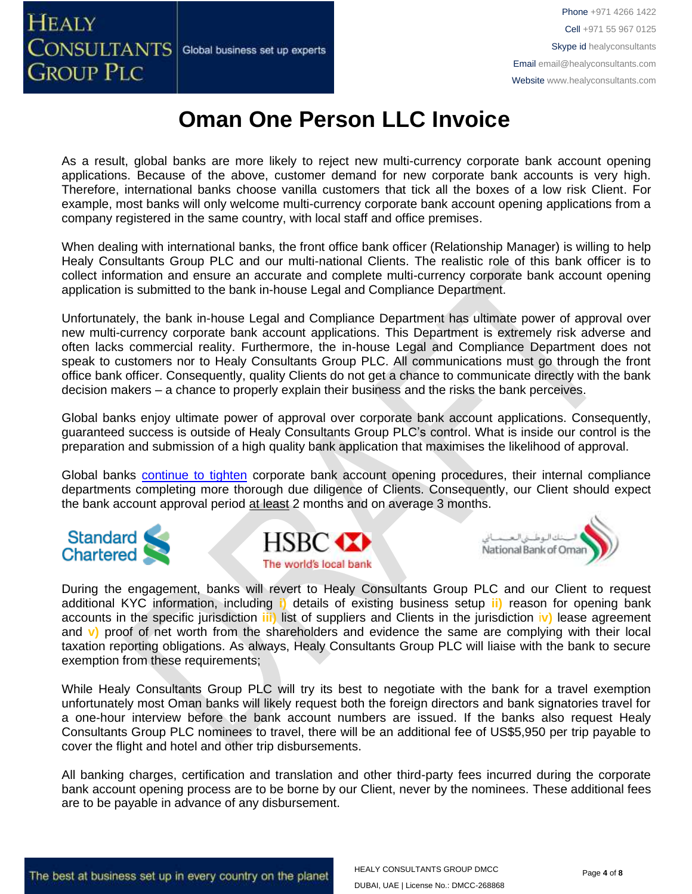# Oman One Person LLC Invoice

As a result, global banks are more likely to reject new multi-currency corporate bank account opening applications. Because of the above, customer demand for new corporate bank accounts is very high. Therefore, international banks choose vanilla customers that tick all the boxes of a low risk Client. For example, most banks will only welcome multi-currency corporate bank account opening applications from a company registered in the same country, with local staff and office premises.

When dealing with international banks, the front office bank officer (Relationship Manager) is willing to help Healy Consultants Group PLC and our multi-national Clients. The realistic role of this bank officer is to collect information and ensure an accurate and complete multi-currency corporate bank account opening application is submitted to the bank in-house Legal and Compliance Department.

Unfortunately, the bank in-house Legal and Compliance Department has ultimate power of approval over new multi-currency corporate bank account applications. This Department is extremely risk adverse and often lacks commercial reality. Furthermore, the in-house Legal and Compliance Department does not speak to customers nor to Healy Consultants Group PLC. All communications must go through the front office bank officer. Consequently, quality Clients do not get a chance to communicate directly with the bank decision makers – a chance to properly explain their business and the risks the bank perceives.

Global banks enjoy ultimate power of approval over corporate bank account applications. Consequently, guaranteed success is outside of Healy Consultants Group PLC's control. What is inside our control is the preparation and submission of a high quality bank application that maximises the likelihood of approval.

Global banks continue to tighten corporate bank account opening procedures, their internal compliance departments completing more thorough due diligence of Clients. Consequently, our Client should expect the bank account approval period at least 2 months and on average 3 months.

During the engagement, banks will revert to Healy Consultants Group PLC and our Client to request additional KYC information, including **i)** details of existing business setup **ii)** reason for opening bank accounts in the specific jurisdiction **iii)** list of suppliers and Clients in the jurisdiction **iv)** lease agreement and **v)** proof of net worth from the shareholders and evidence the same are complying with their local taxation reporting obligations. As always, Healy Consultants Group PLC will liaise with the bank to secure exemption from these requirements;

While Healy Consultants Group PLC will try its best to negotiate with the bank for a travel exemption unfortunately most Oman banks will likely request both the foreign directors and bank signatories travel for a one-hour interview before the bank account numbers are issued. If the banks also request Healy Consultants Group PLC nominees to travel, there will be an additional fee of US$5,950 per trip payable to cover the flight and hotel and other trip disbursements.

All banking charges, certification and translation and other third-party fees incurred during the corporate bank account opening process are to be borne by our Client, never by the nominees. These additional fees are to be payable in advance of any disbursement.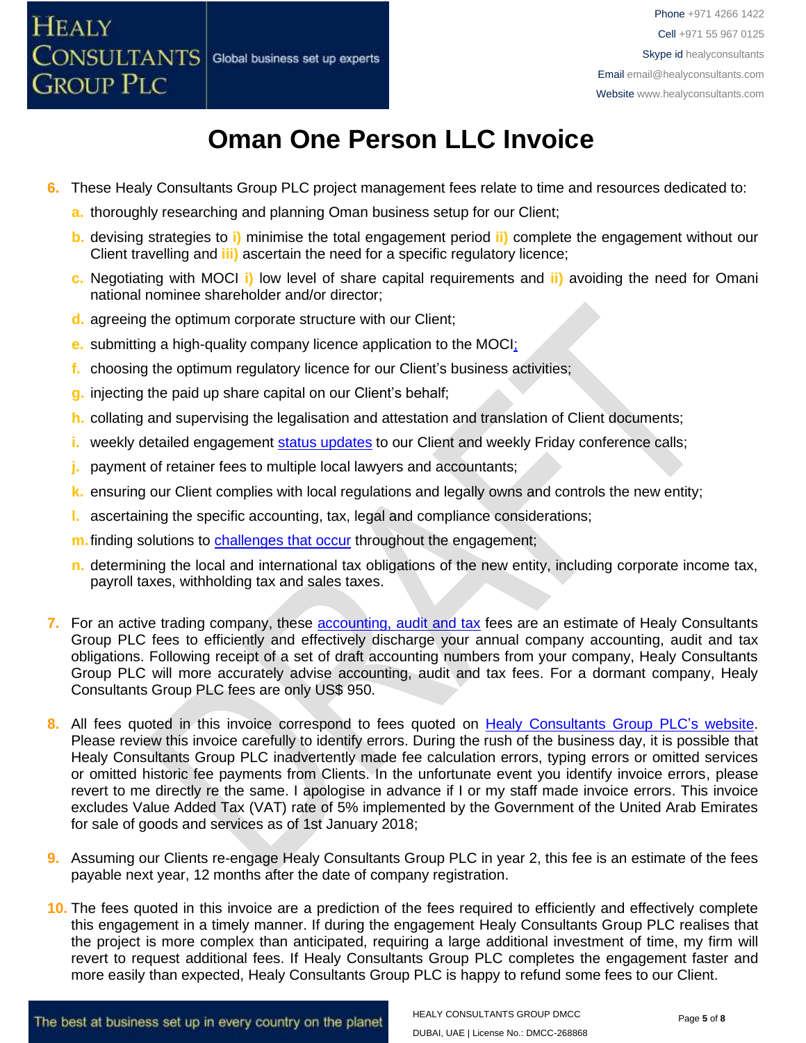# Oman One Person LLC Invoice

6. These Healy Consultants Group PLC project management fees relate to time and resources dedicated to:
   a. thoroughly researching and planning Oman business setup for our Client;
   b. devising strategies to i) minimise the total engagement period ii) complete the engagement without our Client travelling and iii) ascertain the need for a specific regulatory licence;
   c. Negotiating with MOCI i) low level of share capital requirements and ii) avoiding the need for Omani national nominee shareholder and/or director;
   d. agreeing the optimum corporate structure with our Client;
   e. submitting a high-quality company licence application to the MOCI;
   f. choosing the optimum regulatory licence for our Client's business activities;
   g. injecting the paid up share capital on our Client's behalf;
   h. collating and supervising the legalisation and attestation and translation of Client documents;
   i. weekly detailed engagement status updates to our Client and weekly Friday conference calls;
   j. payment of retainer fees to multiple local lawyers and accountants;
   k. ensuring our Client complies with local regulations and legally owns and controls the new entity;
   l. ascertaining the specific accounting, tax, legal and compliance considerations;
   m. finding solutions to challenges that occur throughout the engagement;
   n. determining the local and international tax obligations of the new entity, including corporate income tax, payroll taxes, withholding tax and sales taxes.

7. For an active trading company, these accounting, audit and tax fees are an estimate of Healy Consultants Group PLC fees to efficiently and effectively discharge your annual company accounting, audit and tax obligations. Following receipt of a set of draft accounting numbers from your company, Healy Consultants Group PLC will more accurately advise accounting, audit and tax fees. For a dormant company, Healy Consultants Group PLC fees are only US$ 950.

8. All fees quoted in this invoice correspond to fees quoted on Healy Consultants Group PLC's website. Please review this invoice carefully to identify errors. During the rush of the business day, it is possible that Healy Consultants Group PLC inadvertently made fee calculation errors, typing errors or omitted services or omitted historic fee payments from Clients. In the unfortunate event you identify invoice errors, please revert to me directly re the same. I apologise in advance if I or my staff made invoice errors. This invoice excludes Value Added Tax (VAT) rate of 5% implemented by the Government of the United Arab Emirates for sale of goods and services as of 1st January 2018;

9. Assuming our Clients re-engage Healy Consultants Group PLC in year 2, this fee is an estimate of the fees payable next year, 12 months after the date of company registration.

10. The fees quoted in this invoice are a prediction of the fees required to efficiently and effectively complete this engagement in a timely manner. If during the engagement Healy Consultants Group PLC realises that the project is more complex than anticipated, requiring a large additional investment of time, my firm will revert to request additional fees. If Healy Consultants Group PLC completes the engagement faster and more easily than expected, Healy Consultants Group PLC is happy to refund some fees to our Client.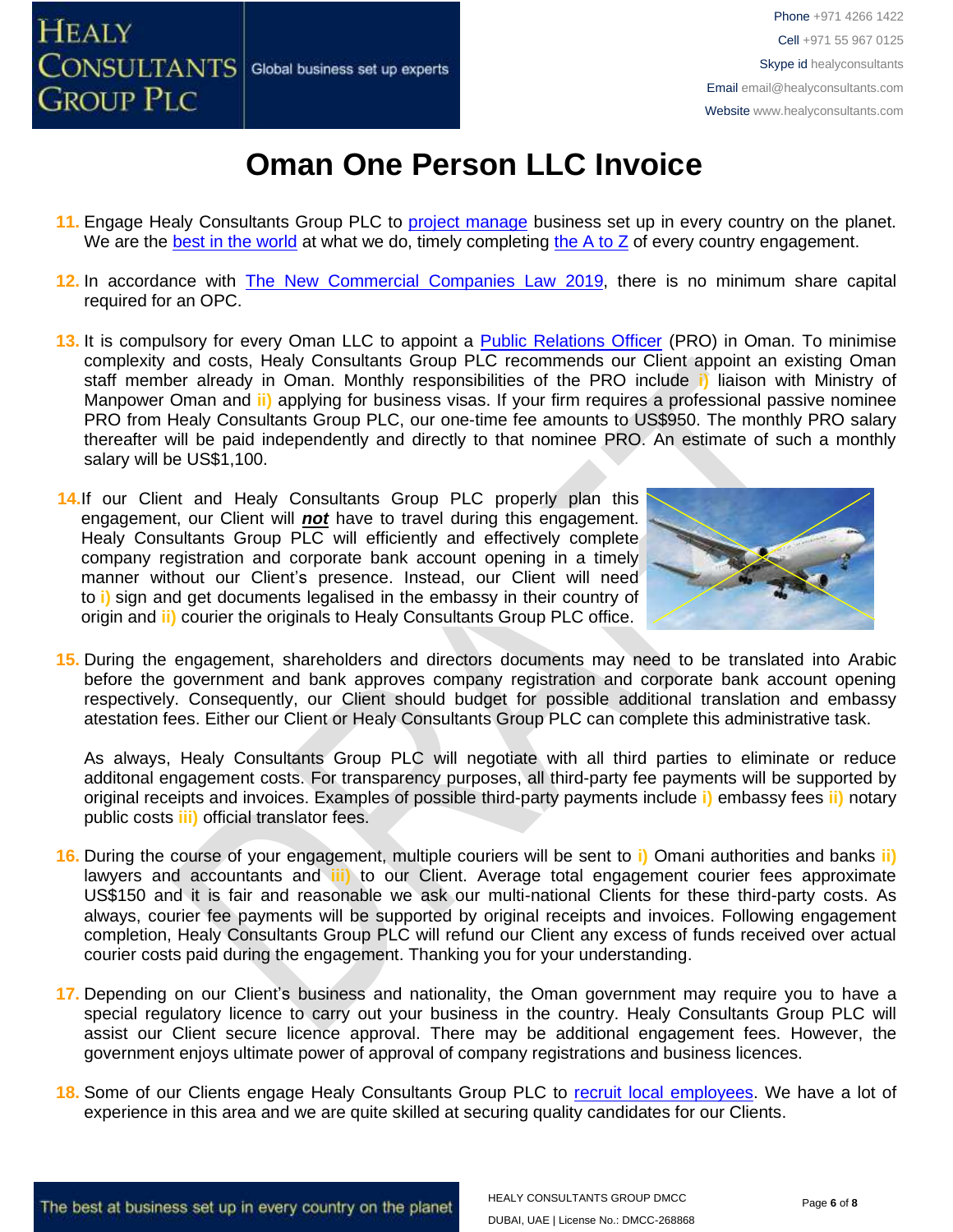# Oman One Person LLC Invoice

11. Engage Healy Consultants Group PLC to project manage business set up in every country on the planet. We are the best in the world at what we do, timely completing the A to Z of every country engagement.

12. In accordance with The New Commercial Companies Law 2019, there is no minimum share capital required for an OPC.

13. It is compulsory for every Oman LLC to appoint a Public Relations Officer (PRO) in Oman. To minimise complexity and costs, Healy Consultants Group PLC recommends our Client appoint an existing Oman staff member already in Oman. Monthly responsibilities of the PRO include i) liaison with Ministry of Manpower Oman and ii) applying for business visas. If your firm requires a professional passive nominee PRO from Healy Consultants Group PLC, our one-time fee amounts to US$950. The monthly PRO salary thereafter will be paid independently and directly to that nominee PRO. An estimate of such a monthly salary will be US$1,100.

14. If our Client and Healy Consultants Group PLC properly plan this engagement, our Client will ***not*** have to travel during this engagement. Healy Consultants Group PLC will efficiently and effectively complete company registration and corporate bank account opening in a timely manner without our Client's presence. Instead, our Client will need to i) sign and get documents legalised in the embassy in their country of origin and ii) courier the originals to Healy Consultants Group PLC office.

15. During the engagement, shareholders and directors documents may need to be translated into Arabic before the government and bank approves company registration and corporate bank account opening respectively. Consequently, our Client should budget for possible additional translation and embassy atestation fees. Either our Client or Healy Consultants Group PLC can complete this administrative task.

    As always, Healy Consultants Group PLC will negotiate with all third parties to eliminate or reduce additonal engagement costs. For transparency purposes, all third-party fee payments will be supported by original receipts and invoices. Examples of possible third-party payments include i) embassy fees ii) notary public costs iii) official translator fees.

16. During the course of your engagement, multiple couriers will be sent to i) Omani authorities and banks ii) lawyers and accountants and iii) to our Client. Average total engagement courier fees approximate US$150 and it is fair and reasonable we ask our multi-national Clients for these third-party costs. As always, courier fee payments will be supported by original receipts and invoices. Following engagement completion, Healy Consultants Group PLC will refund our Client any excess of funds received over actual courier costs paid during the engagement. Thanking you for your understanding.

17. Depending on our Client's business and nationality, the Oman government may require you to have a special regulatory licence to carry out your business in the country. Healy Consultants Group PLC will assist our Client secure licence approval. There may be additional engagement fees. However, the government enjoys ultimate power of approval of company registrations and business licences.

18. Some of our Clients engage Healy Consultants Group PLC to recruit local employees. We have a lot of experience in this area and we are quite skilled at securing quality candidates for our Clients.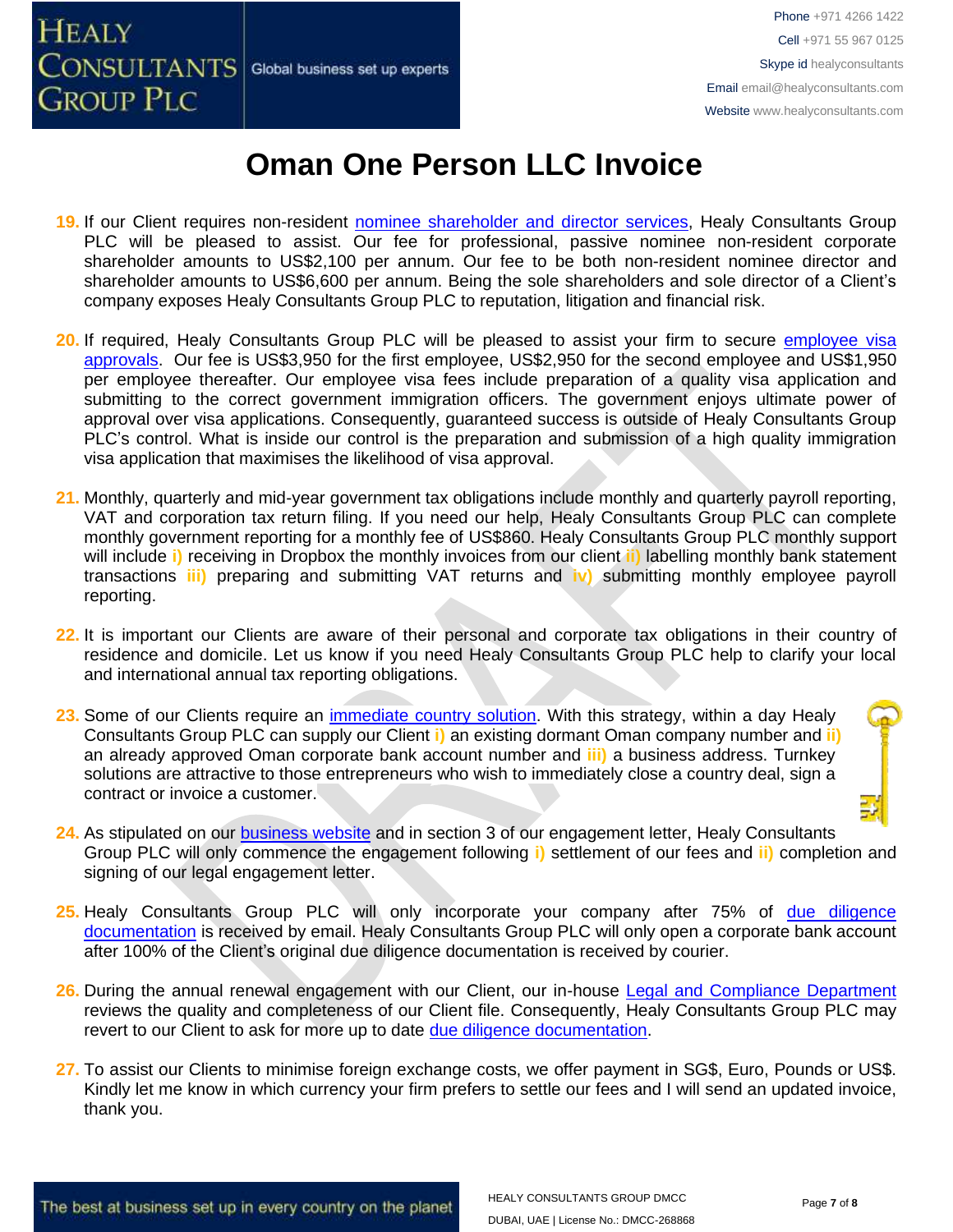# Oman One Person LLC Invoice

19. If our Client requires non-resident nominee shareholder and director services, Healy Consultants Group PLC will be pleased to assist. Our fee for professional, passive nominee non-resident corporate shareholder amounts to US$2,100 per annum. Our fee to be both non-resident nominee director and shareholder amounts to US$6,600 per annum. Being the sole shareholders and sole director of a Client's company exposes Healy Consultants Group PLC to reputation, litigation and financial risk.

20. If required, Healy Consultants Group PLC will be pleased to assist your firm to secure employee visa approvals. Our fee is US$3,950 for the first employee, US$2,950 for the second employee and US$1,950 per employee thereafter. Our employee visa fees include preparation of a quality visa application and submitting to the correct government immigration officers. The government enjoys ultimate power of approval over visa applications. Consequently, guaranteed success is outside of Healy Consultants Group PLC's control. What is inside our control is the preparation and submission of a high quality immigration visa application that maximises the likelihood of visa approval.

21. Monthly, quarterly and mid-year government tax obligations include monthly and quarterly payroll reporting, VAT and corporation tax return filing. If you need our help, Healy Consultants Group PLC can complete monthly government reporting for a monthly fee of US$860. Healy Consultants Group PLC monthly support will include **i)** receiving in Dropbox the monthly invoices from our client **ii)** labelling monthly bank statement transactions **iii)** preparing and submitting VAT returns and **iv)** submitting monthly employee payroll reporting.

22. It is important our Clients are aware of their personal and corporate tax obligations in their country of residence and domicile. Let us know if you need Healy Consultants Group PLC help to clarify your local and international annual tax reporting obligations.

23. Some of our Clients require an immediate country solution. With this strategy, within a day Healy Consultants Group PLC can supply our Client **i)** an existing dormant Oman company number and **ii)** an already approved Oman corporate bank account number and **iii)** a business address. Turnkey solutions are attractive to those entrepreneurs who wish to immediately close a country deal, sign a contract or invoice a customer.

24. As stipulated on our business website and in section 3 of our engagement letter, Healy Consultants Group PLC will only commence the engagement following **i)** settlement of our fees and **ii)** completion and signing of our legal engagement letter.

25. Healy Consultants Group PLC will only incorporate your company after 75% of due diligence documentation is received by email. Healy Consultants Group PLC will only open a corporate bank account after 100% of the Client's original due diligence documentation is received by courier.

26. During the annual renewal engagement with our Client, our in-house Legal and Compliance Department reviews the quality and completeness of our Client file. Consequently, Healy Consultants Group PLC may revert to our Client to ask for more up to date due diligence documentation.

27. To assist our Clients to minimise foreign exchange costs, we offer payment in SG$, Euro, Pounds or US$. Kindly let me know in which currency your firm prefers to settle our fees and I will send an updated invoice, thank you.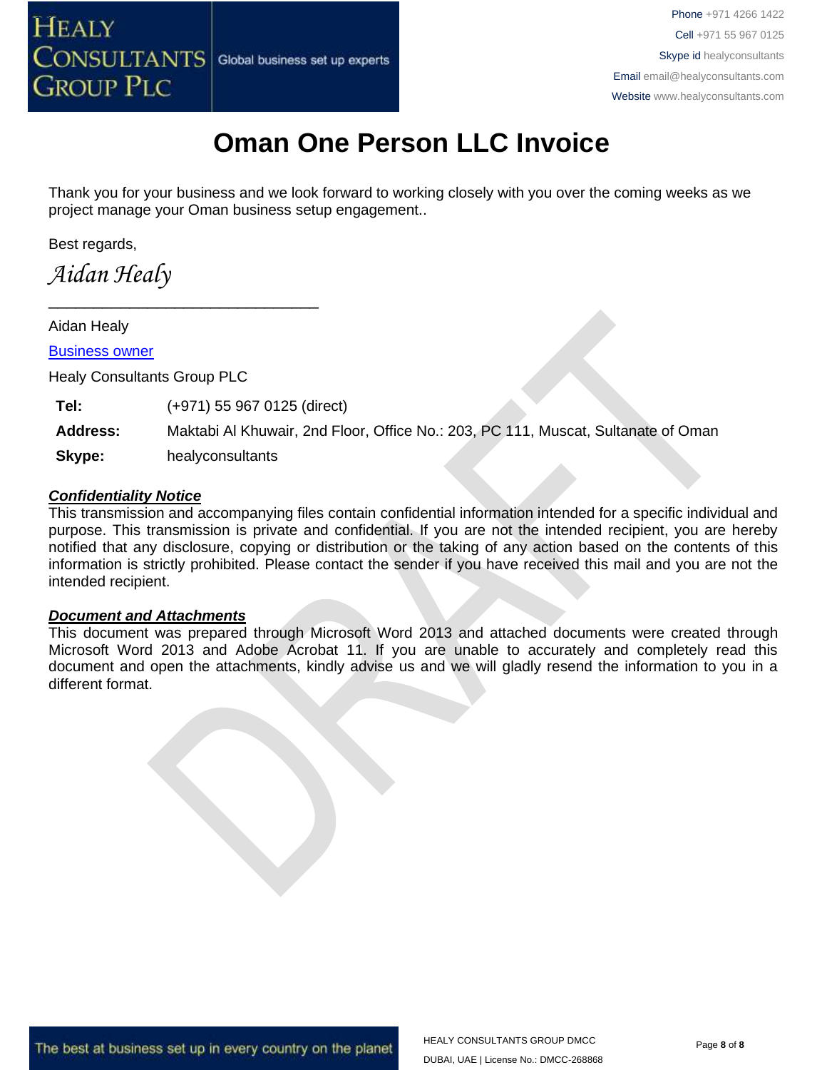# Oman One Person LLC Invoice

Thank you for your business and we look forward to working closely with you over the coming weeks as we project manage your Oman business setup engagement..

Best regards,

*Aidan Healy*

_______________________________

Aidan Healy

Business owner

Healy Consultants Group PLC

| | |
|---|---|
| **Tel:** | (+971) 55 967 0125 (direct) |
| **Address:** | Maktabi Al Khuwair, 2nd Floor, Office No.: 203, PC 111, Muscat, Sultanate of Oman |
| **Skype:** | healyconsultants |

***Confidentiality Notice***

This transmission and accompanying files contain confidential information intended for a specific individual and purpose. This transmission is private and confidential. If you are not the intended recipient, you are hereby notified that any disclosure, copying or distribution or the taking of any action based on the contents of this information is strictly prohibited. Please contact the sender if you have received this mail and you are not the intended recipient.

***Document and Attachments***

This document was prepared through Microsoft Word 2013 and attached documents were created through Microsoft Word 2013 and Adobe Acrobat 11. If you are unable to accurately and completely read this document and open the attachments, kindly advise us and we will gladly resend the information to you in a different format.